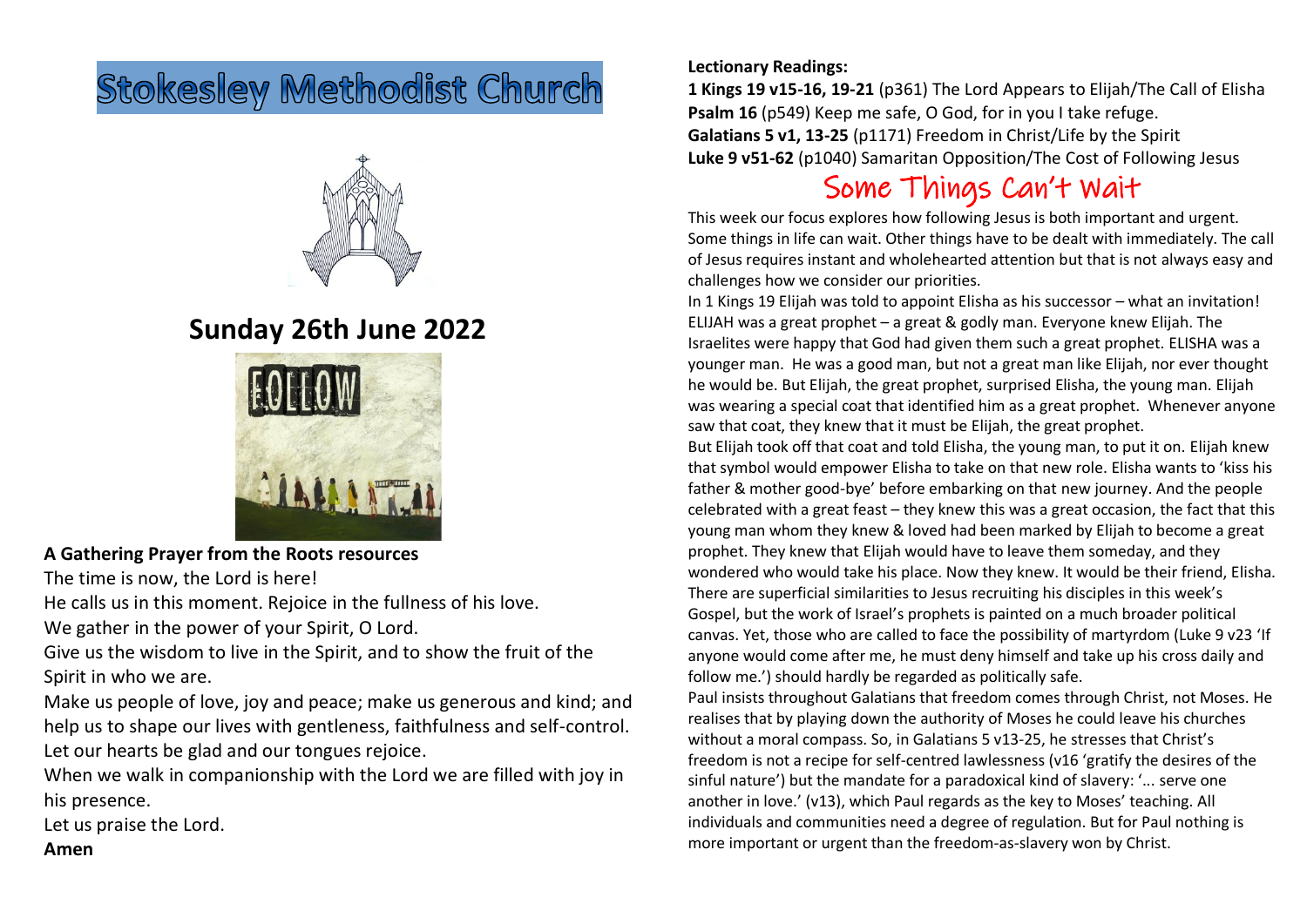# Stokesley Methodist Church

## Sunday 26th June 2022

**A Gathering Prayer from the Roots resources**

The time is now, the Lord is here!

He calls us in this moment. Rejoice in the fullness of his love.

We gather in the power of your Spirit, O Lord.

Give us the wisdom to live in the Spirit, and to show the fruit of the Spirit in who we are.

Make us people of love, joy and peace; make us generous and kind; and help us to shape our lives with gentleness, faithfulness and self-control.

Let our hearts be glad and our tongues rejoice.

When we walk in companionship with the Lord we are filled with joy in his presence.

Let us praise the Lord.

**Amen**

**Lectionary Readings:**

**1 Kings 19 v15-16, 19-21** (p361) The Lord Appears to Elijah/The Call of Elisha
**Psalm 16** (p549) Keep me safe, O God, for in you I take refuge.
**Galatians 5 v1, 13-25** (p1171) Freedom in Christ/Life by the Spirit
**Luke 9 v51-62** (p1040) Samaritan Opposition/The Cost of Following Jesus

## Some Things Can't Wait

This week our focus explores how following Jesus is both important and urgent. Some things in life can wait. Other things have to be dealt with immediately. The call of Jesus requires instant and wholehearted attention but that is not always easy and challenges how we consider our priorities.

In 1 Kings 19 Elijah was told to appoint Elisha as his successor – what an invitation! ELIJAH was a great prophet – a great & godly man. Everyone knew Elijah. The Israelites were happy that God had given them such a great prophet. ELISHA was a younger man. He was a good man, but not a great man like Elijah, nor ever thought he would be. But Elijah, the great prophet, surprised Elisha, the young man. Elijah was wearing a special coat that identified him as a great prophet. Whenever anyone saw that coat, they knew that it must be Elijah, the great prophet.

But Elijah took off that coat and told Elisha, the young man, to put it on. Elijah knew that symbol would empower Elisha to take on that new role. Elisha wants to 'kiss his father & mother good-bye' before embarking on that new journey. And the people celebrated with a great feast – they knew this was a great occasion, the fact that this young man whom they knew & loved had been marked by Elijah to become a great prophet. They knew that Elijah would have to leave them someday, and they wondered who would take his place. Now they knew. It would be their friend, Elisha. There are superficial similarities to Jesus recruiting his disciples in this week's Gospel, but the work of Israel's prophets is painted on a much broader political canvas. Yet, those who are called to face the possibility of martyrdom (Luke 9 v23 'If anyone would come after me, he must deny himself and take up his cross daily and follow me.') should hardly be regarded as politically safe.

Paul insists throughout Galatians that freedom comes through Christ, not Moses. He realises that by playing down the authority of Moses he could leave his churches without a moral compass. So, in Galatians 5 v13-25, he stresses that Christ's freedom is not a recipe for self-centred lawlessness (v16 'gratify the desires of the sinful nature') but the mandate for a paradoxical kind of slavery: '... serve one another in love.' (v13), which Paul regards as the key to Moses' teaching. All individuals and communities need a degree of regulation. But for Paul nothing is more important or urgent than the freedom-as-slavery won by Christ.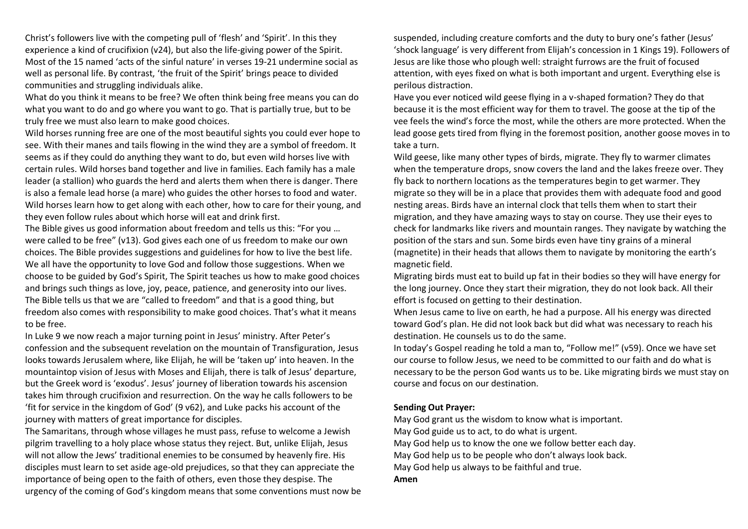Christ's followers live with the competing pull of 'flesh' and 'Spirit'. In this they experience a kind of crucifixion (v24), but also the life-giving power of the Spirit. Most of the 15 named 'acts of the sinful nature' in verses 19-21 undermine social as well as personal life. By contrast, 'the fruit of the Spirit' brings peace to divided communities and struggling individuals alike.

What do you think it means to be free? We often think being free means you can do what you want to do and go where you want to go. That is partially true, but to be truly free we must also learn to make good choices.

Wild horses running free are one of the most beautiful sights you could ever hope to see. With their manes and tails flowing in the wind they are a symbol of freedom. It seems as if they could do anything they want to do, but even wild horses live with certain rules. Wild horses band together and live in families. Each family has a male leader (a stallion) who guards the herd and alerts them when there is danger. There is also a female lead horse (a mare) who guides the other horses to food and water. Wild horses learn how to get along with each other, how to care for their young, and they even follow rules about which horse will eat and drink first.

The Bible gives us good information about freedom and tells us this: "For you … were called to be free" (v13). God gives each one of us freedom to make our own choices. The Bible provides suggestions and guidelines for how to live the best life. We all have the opportunity to love God and follow those suggestions. When we choose to be guided by God's Spirit, The Spirit teaches us how to make good choices and brings such things as love, joy, peace, patience, and generosity into our lives. The Bible tells us that we are "called to freedom" and that is a good thing, but freedom also comes with responsibility to make good choices. That's what it means to be free.

In Luke 9 we now reach a major turning point in Jesus' ministry. After Peter's confession and the subsequent revelation on the mountain of Transfiguration, Jesus looks towards Jerusalem where, like Elijah, he will be 'taken up' into heaven. In the mountaintop vision of Jesus with Moses and Elijah, there is talk of Jesus' departure, but the Greek word is 'exodus'. Jesus' journey of liberation towards his ascension takes him through crucifixion and resurrection. On the way he calls followers to be 'fit for service in the kingdom of God' (9 v62), and Luke packs his account of the journey with matters of great importance for disciples.

The Samaritans, through whose villages he must pass, refuse to welcome a Jewish pilgrim travelling to a holy place whose status they reject. But, unlike Elijah, Jesus will not allow the Jews' traditional enemies to be consumed by heavenly fire. His disciples must learn to set aside age-old prejudices, so that they can appreciate the importance of being open to the faith of others, even those they despise. The urgency of the coming of God's kingdom means that some conventions must now be suspended, including creature comforts and the duty to bury one's father (Jesus' 'shock language' is very different from Elijah's concession in 1 Kings 19). Followers of Jesus are like those who plough well: straight furrows are the fruit of focused attention, with eyes fixed on what is both important and urgent. Everything else is perilous distraction.

Have you ever noticed wild geese flying in a v-shaped formation? They do that because it is the most efficient way for them to travel. The goose at the tip of the vee feels the wind's force the most, while the others are more protected. When the lead goose gets tired from flying in the foremost position, another goose moves in to take a turn.

Wild geese, like many other types of birds, migrate. They fly to warmer climates when the temperature drops, snow covers the land and the lakes freeze over. They fly back to northern locations as the temperatures begin to get warmer. They migrate so they will be in a place that provides them with adequate food and good nesting areas. Birds have an internal clock that tells them when to start their migration, and they have amazing ways to stay on course. They use their eyes to check for landmarks like rivers and mountain ranges. They navigate by watching the position of the stars and sun. Some birds even have tiny grains of a mineral (magnetite) in their heads that allows them to navigate by monitoring the earth's magnetic field.

Migrating birds must eat to build up fat in their bodies so they will have energy for the long journey. Once they start their migration, they do not look back. All their effort is focused on getting to their destination.

When Jesus came to live on earth, he had a purpose. All his energy was directed toward God's plan. He did not look back but did what was necessary to reach his destination. He counsels us to do the same.

In today's Gospel reading he told a man to, "Follow me!" (v59). Once we have set our course to follow Jesus, we need to be committed to our faith and do what is necessary to be the person God wants us to be. Like migrating birds we must stay on course and focus on our destination.

**Sending Out Prayer:**

May God grant us the wisdom to know what is important.
May God guide us to act, to do what is urgent.
May God help us to know the one we follow better each day.
May God help us to be people who don't always look back.
May God help us always to be faithful and true.
**Amen**